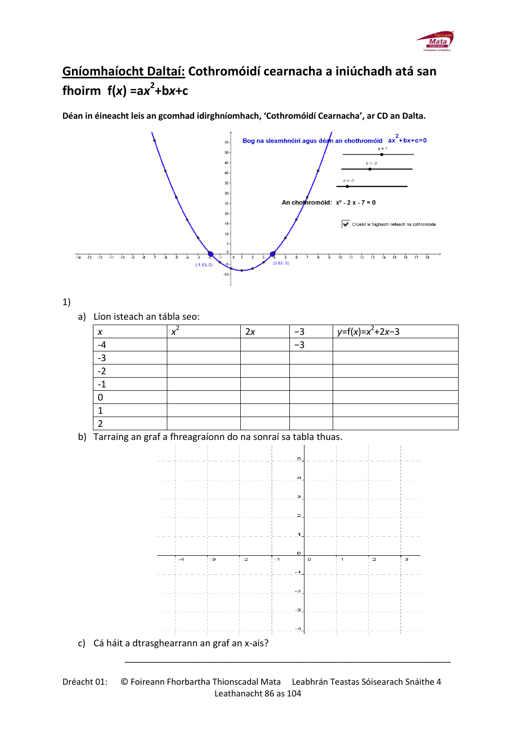# Gníomhaíocht Daltaí: Cothromóidí cearnacha a iniúchadh atá san fhoirm $f(x) = ax^2+bx+c$

**Déan in éineacht leis an gcomhad idirghníomhach, 'Cothromóidí Cearnacha', ar CD an Dalta.**

1)

a) Líon isteach an tábla seo:

| $x$ | $x^2$ | $2x$ | $-3$ | $y=f(x)=x^2+2x-3$ |
|---|---|---|---|---|
| -4 | | | $-3$ | |
| -3 | | | | |
| -2 | | | | |
| -1 | | | | |
| 0 | | | | |
| 1 | | | | |
| 2 | | | | |

b) Tarraing an graf a fhreagraíonn do na sonraí sa tábla thuas.

c) Cá háit a dtrasghearrann an graf an x-ais?

___________________________________________________________________________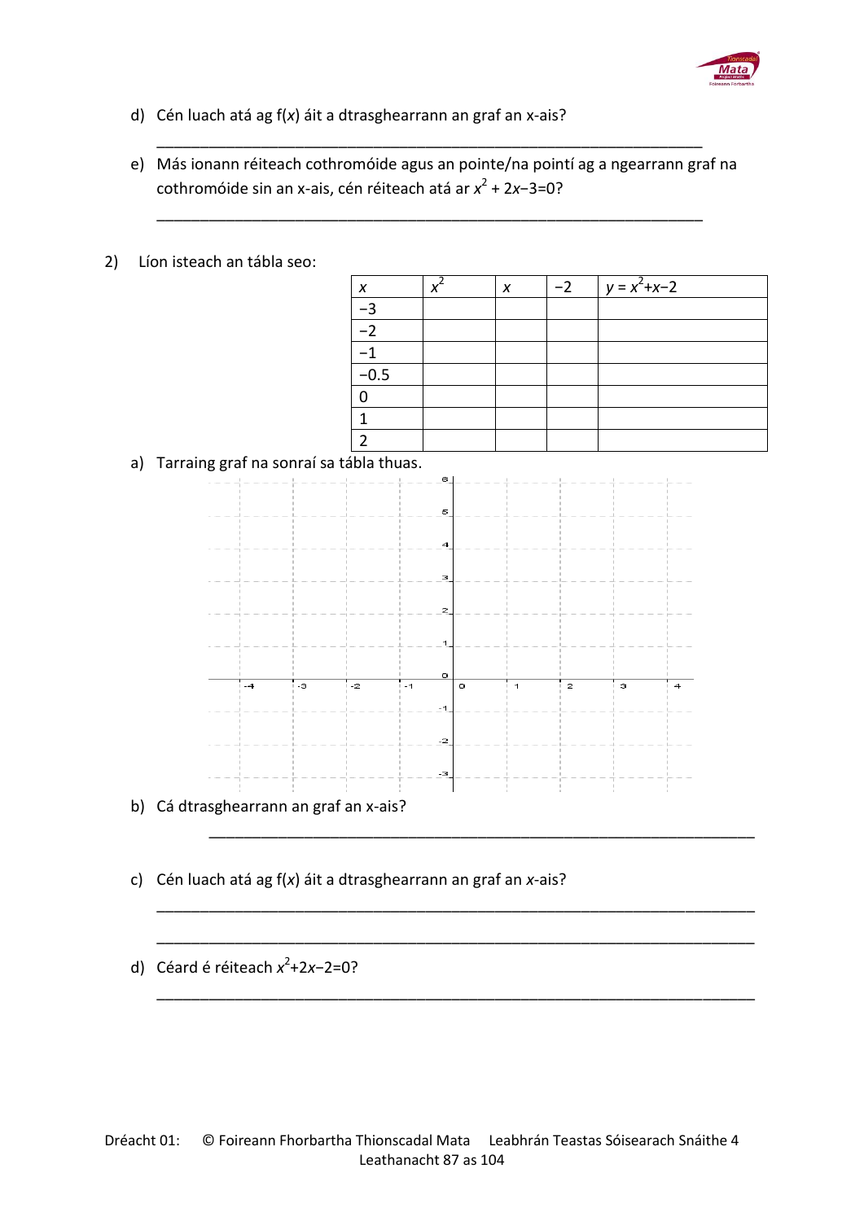d) Cén luach atá ag f($x$) áit a dtrasghearrann an graf an x-ais?

___________________________________________________________________

e) Más ionann réiteach cothromóide agus an pointe/na pointí ag a ngearrann graf na cothromóide sin an x-ais, cén réiteach atá ar $x^2 + 2x - 3 = 0$?

___________________________________________________________________

2) Líon isteach an tábla seo:

| $x$ | $x^2$ | $x$ | $-2$ | $y = x^2 + x - 2$ |
|---|---|---|---|---|
| $-3$ | | | | |
| $-2$ | | | | |
| $-1$ | | | | |
| $-0.5$ | | | | |
| $0$ | | | | |
| $1$ | | | | |
| $2$ | | | | |

a) Tarraing graf na sonraí sa tábla thuas.

b) Cá dtrasghearrann an graf an x-ais?

___________________________________________________________________

c) Cén luach atá ag f($x$) áit a dtrasghearrann an graf an $x$-ais?

___________________________________________________________________

___________________________________________________________________

d) Céard é réiteach $x^2 + 2x - 2 = 0$?

___________________________________________________________________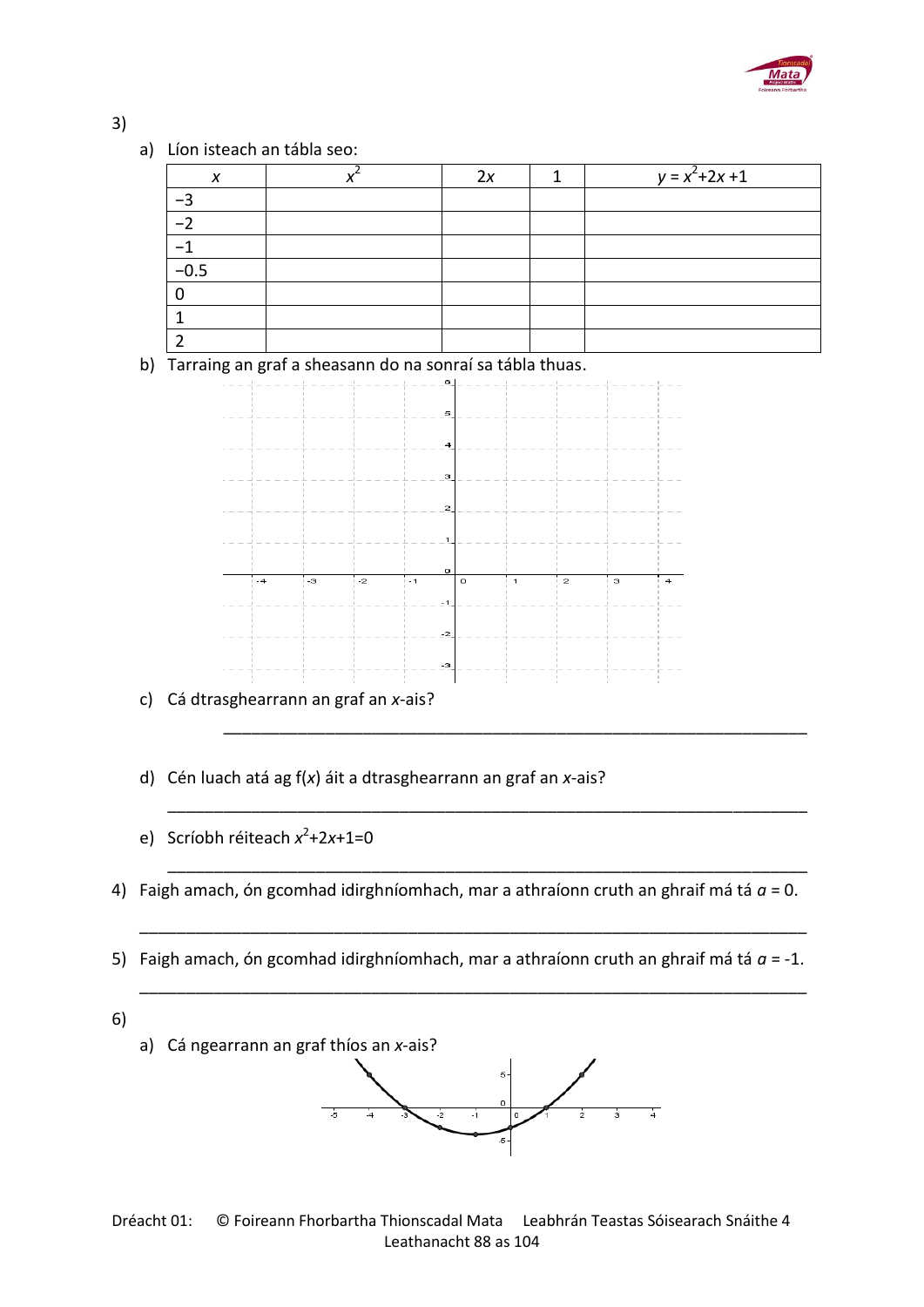3)

a) Líon isteach an tábla seo:

| $x$ | $x^2$ | $2x$ | 1 | $y = x^2+2x+1$ |
|---|---|---|---|---|
| −3 | | | | |
| −2 | | | | |
| −1 | | | | |
| −0.5 | | | | |
| 0 | | | | |
| 1 | | | | |
| 2 | | | | |

b) Tarraing an graf a sheasann do na sonraí sa tábla thuas.

c) Cá dtrasghearrann an graf an $x$-ais?

_______________________________________________________________

d) Cén luach atá ag f($x$) áit a dtrasghearrann an graf an $x$-ais?

_______________________________________________________________

e) Scríobh réiteach $x^2+2x+1=0$

_______________________________________________________________

4) Faigh amach, ón gcomhad idirghníomhach, mar a athraíonn cruth an ghraif má tá $a$ = 0.

_______________________________________________________________

5) Faigh amach, ón gcomhad idirghníomhach, mar a athraíonn cruth an ghraif má tá $a$ = -1.

_______________________________________________________________

6)

a) Cá ngearrann an graf thíos an $x$-ais?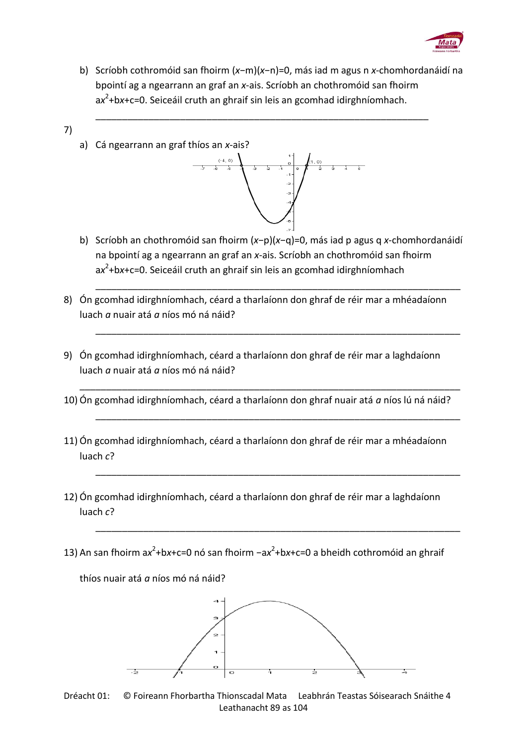b) Scríobh cothromóid san fhoirm $(x-m)(x-n)=0$, más iad m agus n $x$-chomhordanáidí na bpointí ag a ngearrann an graf an $x$-ais. Scríobh an chothromóid san fhoirm $ax^2+bx+c=0$. Seiceáil cruth an ghraif sin leis an gcomhad idirghníomhach.

\_\_\_\_\_\_\_\_\_\_\_\_\_\_\_\_\_\_\_\_\_\_\_\_\_\_\_\_\_\_\_\_\_\_\_\_\_\_\_\_\_\_\_\_\_\_\_\_\_\_\_\_\_\_\_\_\_\_\_\_\_\_

7)

a) Cá ngearrann an graf thíos an $x$-ais?

(-4, 0)
(1, 0)

b) Scríobh an chothromóid san fhoirm $(x-p)(x-q)=0$, más iad p agus q $x$-chomhordanáidí na bpointí ag a ngearrann an graf an $x$-ais. Scríobh an chothromóid san fhoirm $ax^2+bx+c=0$. Seiceáil cruth an ghraif sin leis an gcomhad idirghníomhach

\_\_\_\_\_\_\_\_\_\_\_\_\_\_\_\_\_\_\_\_\_\_\_\_\_\_\_\_\_\_\_\_\_\_\_\_\_\_\_\_\_\_\_\_\_\_\_\_\_\_\_\_\_\_\_\_\_\_\_\_\_\_

8) Ón gcomhad idirghníomhach, céard a tharlaíonn don ghraf de réir mar a mhéadaíonn luach *a* nuair atá *a* níos mó ná náid?

\_\_\_\_\_\_\_\_\_\_\_\_\_\_\_\_\_\_\_\_\_\_\_\_\_\_\_\_\_\_\_\_\_\_\_\_\_\_\_\_\_\_\_\_\_\_\_\_\_\_\_\_\_\_\_\_\_\_\_\_\_\_

9) Ón gcomhad idirghníomhach, céard a tharlaíonn don ghraf de réir mar a laghdaíonn luach *a* nuair atá *a* níos mó ná náid?

\_\_\_\_\_\_\_\_\_\_\_\_\_\_\_\_\_\_\_\_\_\_\_\_\_\_\_\_\_\_\_\_\_\_\_\_\_\_\_\_\_\_\_\_\_\_\_\_\_\_\_\_\_\_\_\_\_\_\_\_\_\_

10) Ón gcomhad idirghníomhach, céard a tharlaíonn don ghraf nuair atá *a* níos lú ná náid?

\_\_\_\_\_\_\_\_\_\_\_\_\_\_\_\_\_\_\_\_\_\_\_\_\_\_\_\_\_\_\_\_\_\_\_\_\_\_\_\_\_\_\_\_\_\_\_\_\_\_\_\_\_\_\_\_\_\_\_\_\_\_

11) Ón gcomhad idirghníomhach, céard a tharlaíonn don ghraf de réir mar a mhéadaíonn luach *c*?

\_\_\_\_\_\_\_\_\_\_\_\_\_\_\_\_\_\_\_\_\_\_\_\_\_\_\_\_\_\_\_\_\_\_\_\_\_\_\_\_\_\_\_\_\_\_\_\_\_\_\_\_\_\_\_\_\_\_\_\_\_\_

12) Ón gcomhad idirghníomhach, céard a tharlaíonn don ghraf de réir mar a laghdaíonn luach *c*?

\_\_\_\_\_\_\_\_\_\_\_\_\_\_\_\_\_\_\_\_\_\_\_\_\_\_\_\_\_\_\_\_\_\_\_\_\_\_\_\_\_\_\_\_\_\_\_\_\_\_\_\_\_\_\_\_\_\_\_\_\_\_

13) An san fhoirm $ax^2+bx+c=0$ nó san fhoirm $-ax^2+bx+c=0$ a bheidh cothromóid an ghraif thíos nuair atá *a* níos mó ná náid?